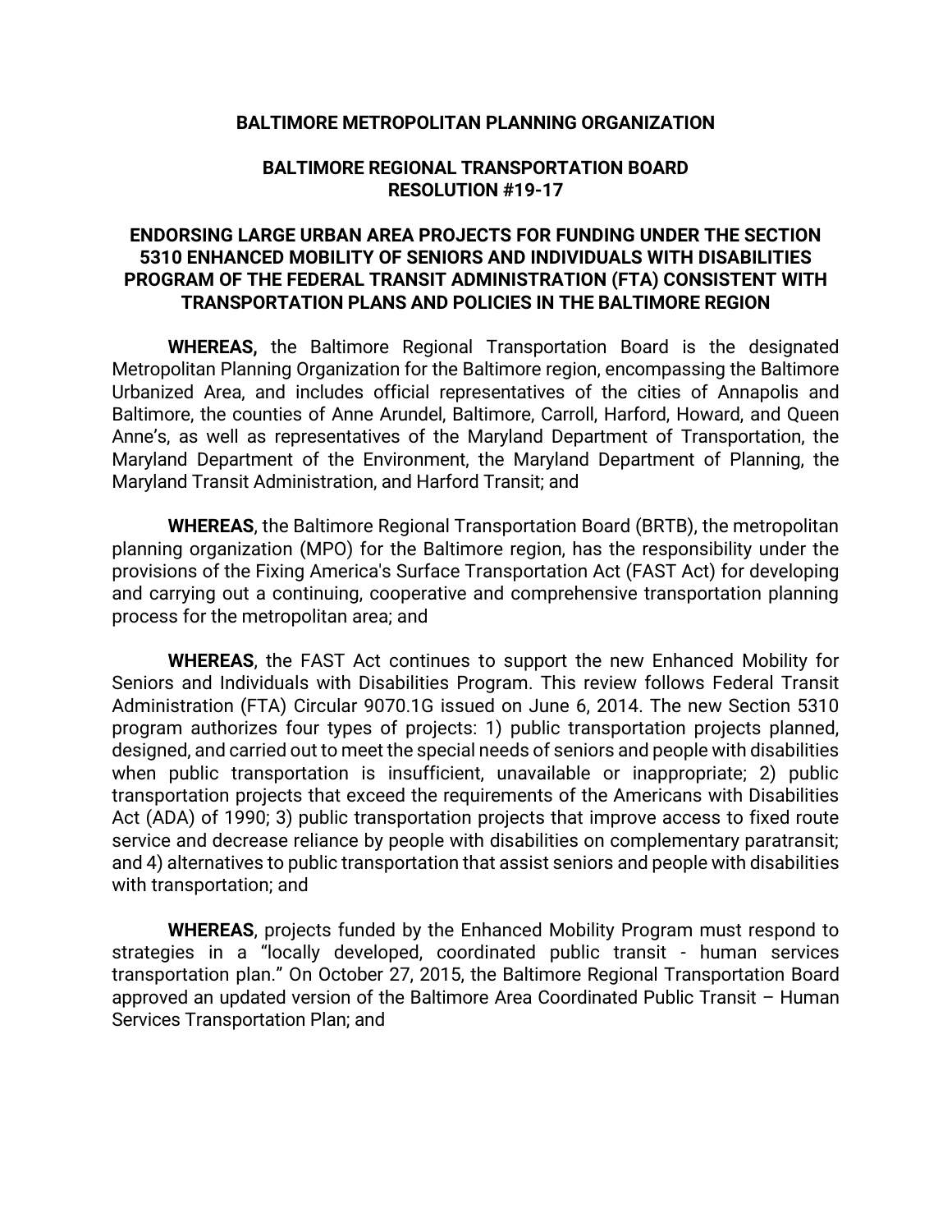**BALTIMORE METROPOLITAN PLANNING ORGANIZATION**

**BALTIMORE REGIONAL TRANSPORTATION BOARD**
**RESOLUTION #19-17**

**ENDORSING LARGE URBAN AREA PROJECTS FOR FUNDING UNDER THE SECTION 5310 ENHANCED MOBILITY OF SENIORS AND INDIVIDUALS WITH DISABILITIES PROGRAM OF THE FEDERAL TRANSIT ADMINISTRATION (FTA) CONSISTENT WITH TRANSPORTATION PLANS AND POLICIES IN THE BALTIMORE REGION**

**WHEREAS,** the Baltimore Regional Transportation Board is the designated Metropolitan Planning Organization for the Baltimore region, encompassing the Baltimore Urbanized Area, and includes official representatives of the cities of Annapolis and Baltimore, the counties of Anne Arundel, Baltimore, Carroll, Harford, Howard, and Queen Anne's, as well as representatives of the Maryland Department of Transportation, the Maryland Department of the Environment, the Maryland Department of Planning, the Maryland Transit Administration, and Harford Transit; and

**WHEREAS**, the Baltimore Regional Transportation Board (BRTB), the metropolitan planning organization (MPO) for the Baltimore region, has the responsibility under the provisions of the Fixing America's Surface Transportation Act (FAST Act) for developing and carrying out a continuing, cooperative and comprehensive transportation planning process for the metropolitan area; and

**WHEREAS**, the FAST Act continues to support the new Enhanced Mobility for Seniors and Individuals with Disabilities Program. This review follows Federal Transit Administration (FTA) Circular 9070.1G issued on June 6, 2014. The new Section 5310 program authorizes four types of projects: 1) public transportation projects planned, designed, and carried out to meet the special needs of seniors and people with disabilities when public transportation is insufficient, unavailable or inappropriate; 2) public transportation projects that exceed the requirements of the Americans with Disabilities Act (ADA) of 1990; 3) public transportation projects that improve access to fixed route service and decrease reliance by people with disabilities on complementary paratransit; and 4) alternatives to public transportation that assist seniors and people with disabilities with transportation; and

**WHEREAS**, projects funded by the Enhanced Mobility Program must respond to strategies in a "locally developed, coordinated public transit - human services transportation plan." On October 27, 2015, the Baltimore Regional Transportation Board approved an updated version of the Baltimore Area Coordinated Public Transit – Human Services Transportation Plan; and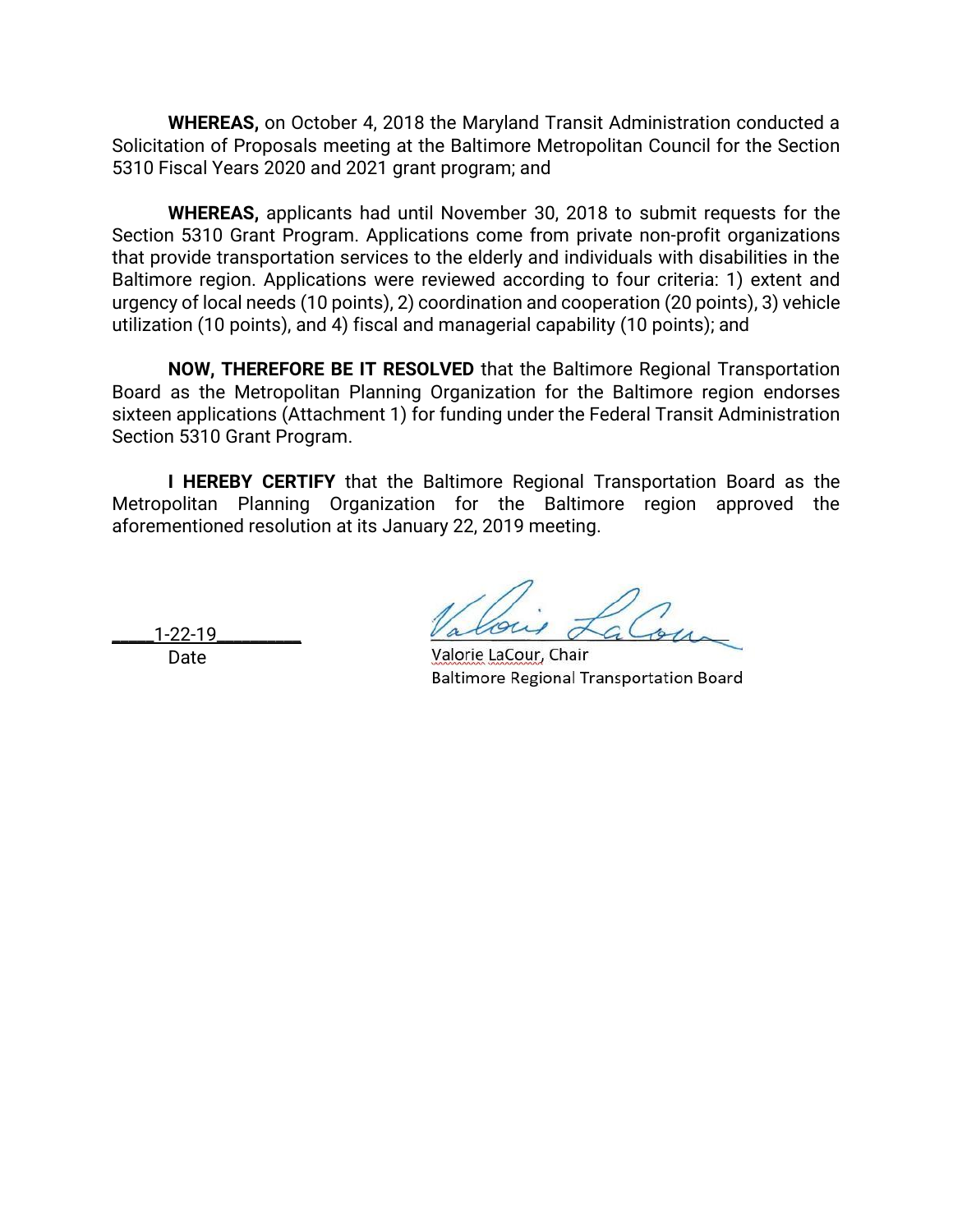**WHEREAS,** on October 4, 2018 the Maryland Transit Administration conducted a Solicitation of Proposals meeting at the Baltimore Metropolitan Council for the Section 5310 Fiscal Years 2020 and 2021 grant program; and

**WHEREAS,** applicants had until November 30, 2018 to submit requests for the Section 5310 Grant Program. Applications come from private non-profit organizations that provide transportation services to the elderly and individuals with disabilities in the Baltimore region. Applications were reviewed according to four criteria: 1) extent and urgency of local needs (10 points), 2) coordination and cooperation (20 points), 3) vehicle utilization (10 points), and 4) fiscal and managerial capability (10 points); and

**NOW, THEREFORE BE IT RESOLVED** that the Baltimore Regional Transportation Board as the Metropolitan Planning Organization for the Baltimore region endorses sixteen applications (Attachment 1) for funding under the Federal Transit Administration Section 5310 Grant Program.

**I HEREBY CERTIFY** that the Baltimore Regional Transportation Board as the Metropolitan Planning Organization for the Baltimore region approved the aforementioned resolution at its January 22, 2019 meeting.

1-22-19
Date

Valorie LaCour, Chair
Baltimore Regional Transportation Board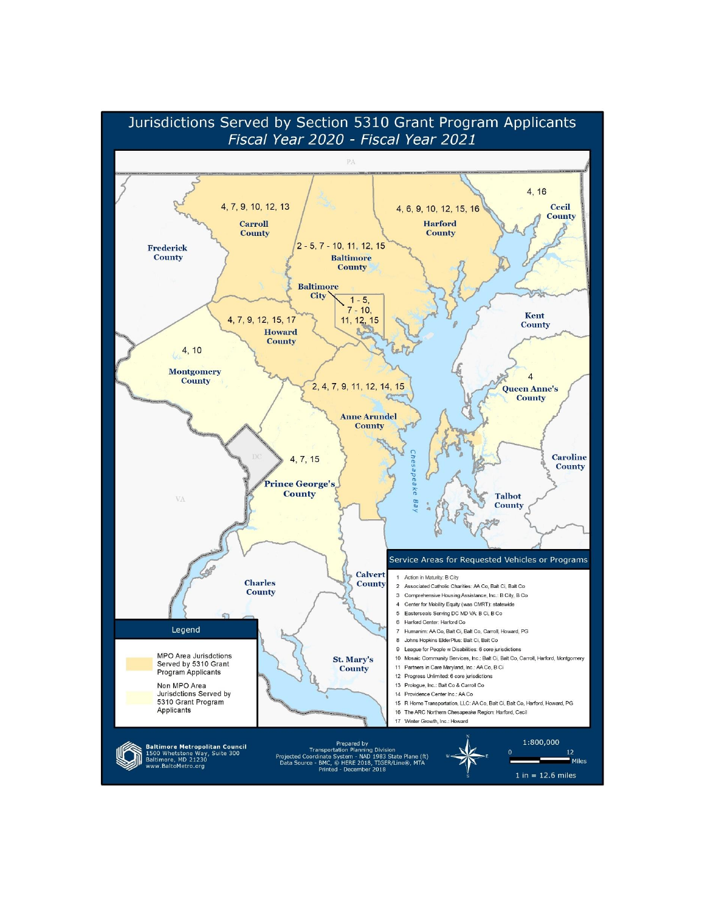# Jurisdictions Served by Section 5310 Grant Program Applicants

*Fiscal Year 2020 - Fiscal Year 2021*

PA

Carroll County: 4, 7, 9, 10, 12, 13

Harford County: 4, 6, 9, 10, 12, 15, 16

Cecil County: 4, 16

Frederick County

Baltimore County: 2 - 5, 7 - 10, 11, 12, 15

Baltimore City: 1 - 5, 7 - 10, 11, 12, 15

Kent County

Howard County: 4, 7, 9, 12, 15, 17

Montgomery County: 4, 10

Anne Arundel County: 2, 4, 7, 9, 11, 12, 14, 15

Queen Anne's County: 4

Caroline County

DC

Prince George's County: 4, 7, 15

VA

Chesapeake Bay

Talbot County

Charles County

Calvert County

St. Mary's County

## Service Areas for Requested Vehicles or Programs

1. Action in Maturity: B City
2. Associated Catholic Charities: AA Co, Balt Ci, Balt Co
3. Comprehensive Housing Assistance, Inc.: B City, B Co
4. Center for Mobility Equity (was CMRT): statewide
5. Easterseals Serving DC MD VA: B Ci, B Co
6. Harford Center: Harford Co
7. Humanim: AA Co, Balt Ci, Balt Co, Carroll, Howard, PG
8. Johns Hopkins ElderPlus: Balt Ci, Balt Co
9. League for People w Disabilities: 6 core jurisdictions
10. Mosaic Community Services, Inc.: Balt Ci, Balt Co, Carroll, Harford, Montgomery
11. Partners in Care Maryland, Inc.: AA Co, B Ci
12. Progress Unlimited: 6 core jurisdictions
13. Prologue, Inc.: Balt Co & Carroll Co
14. Providence Center Inc.: AA Co
15. R Home Transportation, LLC: AA Co, Balt Ci, Balt Co, Harford, Howard, PG
16. The ARC Northern Chesapeake Region: Harford, Cecil
17. Winter Growth, Inc.: Howard

## Legend

- MPO Area Jurisdictions Served by 5310 Grant Program Applicants
- Non MPO Area Jurisdictions Served by 5310 Grant Program Applicants

**Baltimore Metropolitan Council**
1500 Whetstone Way, Suite 300
Baltimore, MD 21230
www.BaltoMetro.org

Prepared by
Transportation Planning Division
Projected Coordinate System - NAD 1983 State Plane (ft)
Data Source - BMC, © HERE 2018, TIGER/Line®, MTA
Printed - December 2018

1:800,000

0 — 12 Miles

1 in = 12.6 miles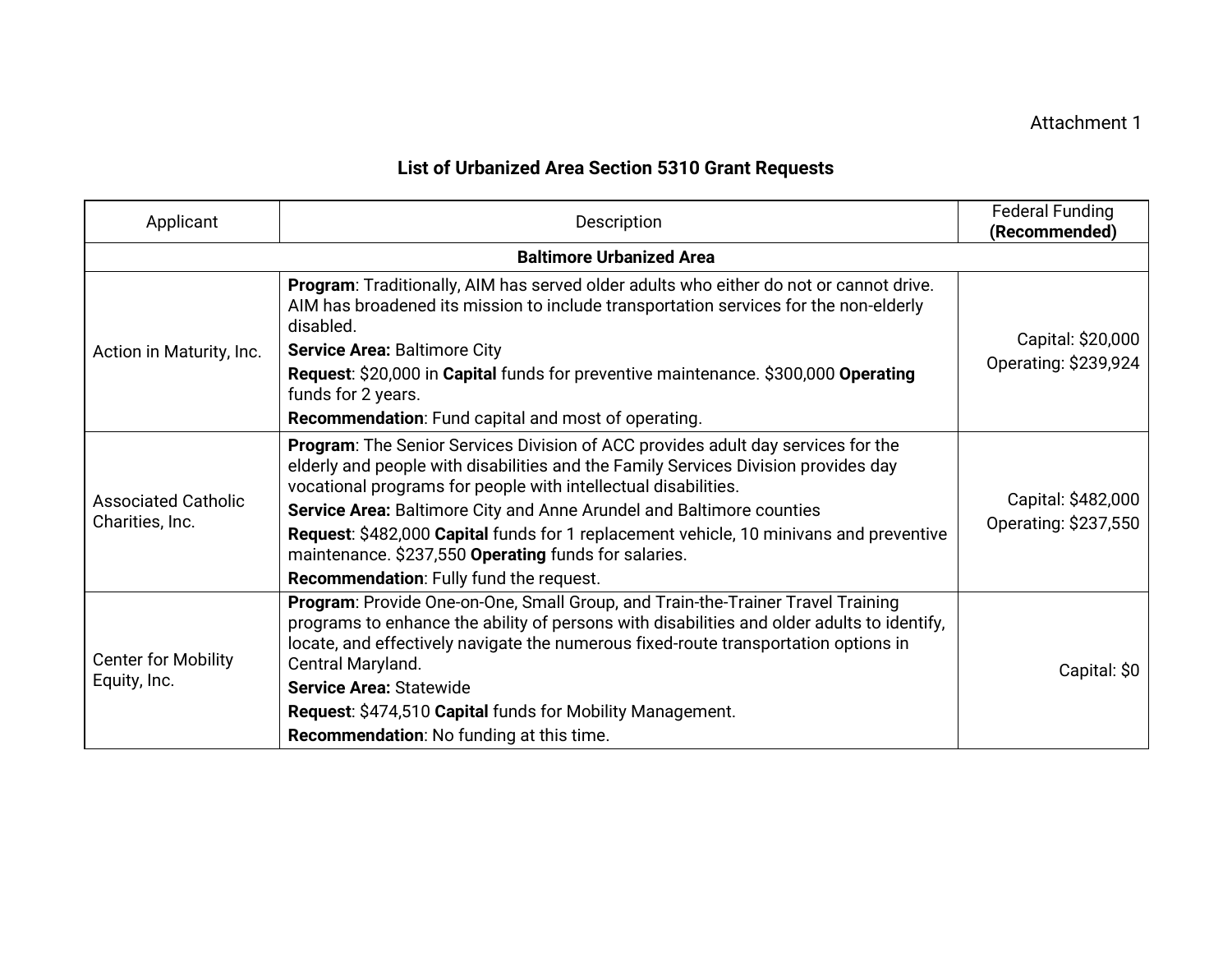Attachment 1

## List of Urbanized Area Section 5310 Grant Requests

| Applicant | Description | Federal Funding **(Recommended)** |
|---|---|---|
| **Baltimore Urbanized Area** | | |
| Action in Maturity, Inc. | **Program**: Traditionally, AIM has served older adults who either do not or cannot drive. AIM has broadened its mission to include transportation services for the non-elderly disabled.<br>**Service Area:** Baltimore City<br>**Request**: $20,000 in **Capital** funds for preventive maintenance. $300,000 **Operating** funds for 2 years.<br>**Recommendation**: Fund capital and most of operating. | Capital: $20,000<br>Operating: $239,924 |
| Associated Catholic Charities, Inc. | **Program**: The Senior Services Division of ACC provides adult day services for the elderly and people with disabilities and the Family Services Division provides day vocational programs for people with intellectual disabilities.<br>**Service Area:** Baltimore City and Anne Arundel and Baltimore counties<br>**Request**: $482,000 **Capital** funds for 1 replacement vehicle, 10 minivans and preventive maintenance. $237,550 **Operating** funds for salaries.<br>**Recommendation**: Fully fund the request. | Capital: $482,000<br>Operating: $237,550 |
| Center for Mobility Equity, Inc. | **Program**: Provide One-on-One, Small Group, and Train-the-Trainer Travel Training programs to enhance the ability of persons with disabilities and older adults to identify, locate, and effectively navigate the numerous fixed-route transportation options in Central Maryland.<br>**Service Area:** Statewide<br>**Request**: $474,510 **Capital** funds for Mobility Management.<br>**Recommendation**: No funding at this time. | Capital: $0 |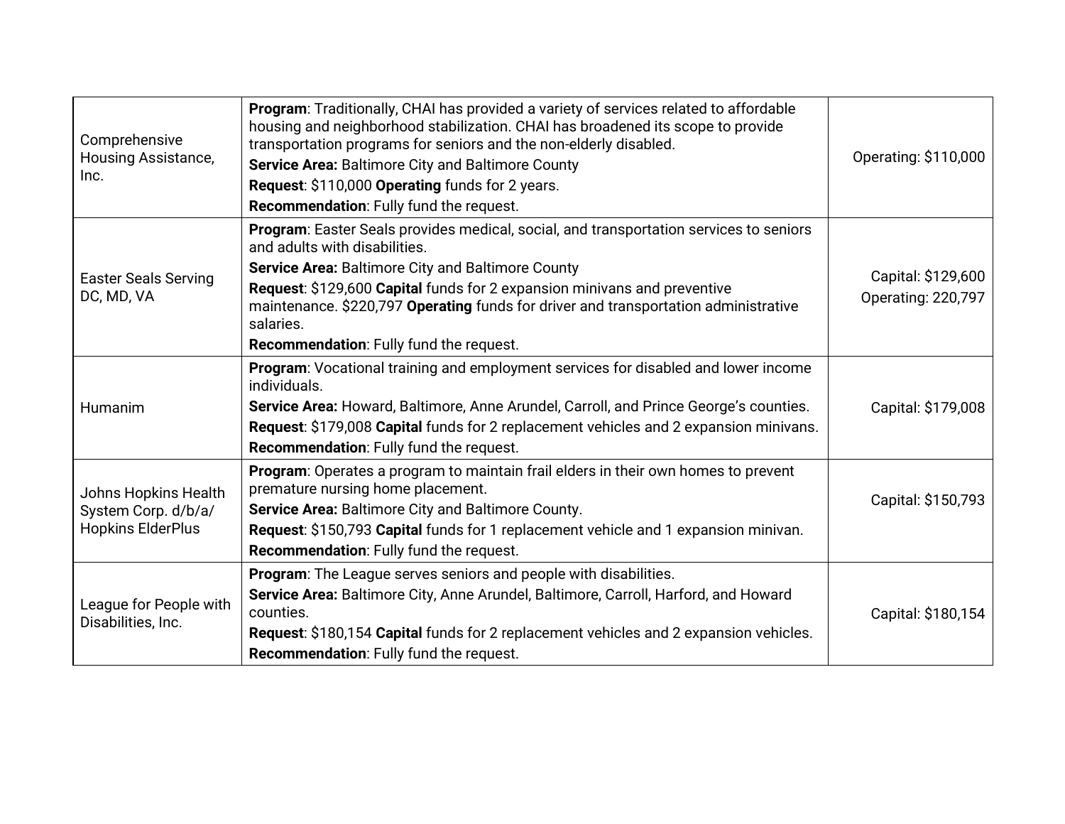| | | |
|---|---|---|
| Comprehensive Housing Assistance, Inc. | **Program**: Traditionally, CHAI has provided a variety of services related to affordable housing and neighborhood stabilization. CHAI has broadened its scope to provide transportation programs for seniors and the non-elderly disabled.<br>**Service Area:** Baltimore City and Baltimore County<br>**Request**: $110,000 **Operating** funds for 2 years.<br>**Recommendation**: Fully fund the request. | Operating: $110,000 |
| Easter Seals Serving DC, MD, VA | **Program**: Easter Seals provides medical, social, and transportation services to seniors and adults with disabilities.<br>**Service Area:** Baltimore City and Baltimore County<br>**Request**: $129,600 **Capital** funds for 2 expansion minivans and preventive maintenance. $220,797 **Operating** funds for driver and transportation administrative salaries.<br>**Recommendation**: Fully fund the request. | Capital: $129,600<br>Operating: 220,797 |
| Humanim | **Program**: Vocational training and employment services for disabled and lower income individuals.<br>**Service Area:** Howard, Baltimore, Anne Arundel, Carroll, and Prince George's counties.<br>**Request**: $179,008 **Capital** funds for 2 replacement vehicles and 2 expansion minivans.<br>**Recommendation**: Fully fund the request. | Capital: $179,008 |
| Johns Hopkins Health System Corp. d/b/a/ Hopkins ElderPlus | **Program**: Operates a program to maintain frail elders in their own homes to prevent premature nursing home placement.<br>**Service Area:** Baltimore City and Baltimore County.<br>**Request**: $150,793 **Capital** funds for 1 replacement vehicle and 1 expansion minivan.<br>**Recommendation**: Fully fund the request. | Capital: $150,793 |
| League for People with Disabilities, Inc. | **Program**: The League serves seniors and people with disabilities.<br>**Service Area:** Baltimore City, Anne Arundel, Baltimore, Carroll, Harford, and Howard counties.<br>**Request**: $180,154 **Capital** funds for 2 replacement vehicles and 2 expansion vehicles.<br>**Recommendation**: Fully fund the request. | Capital: $180,154 |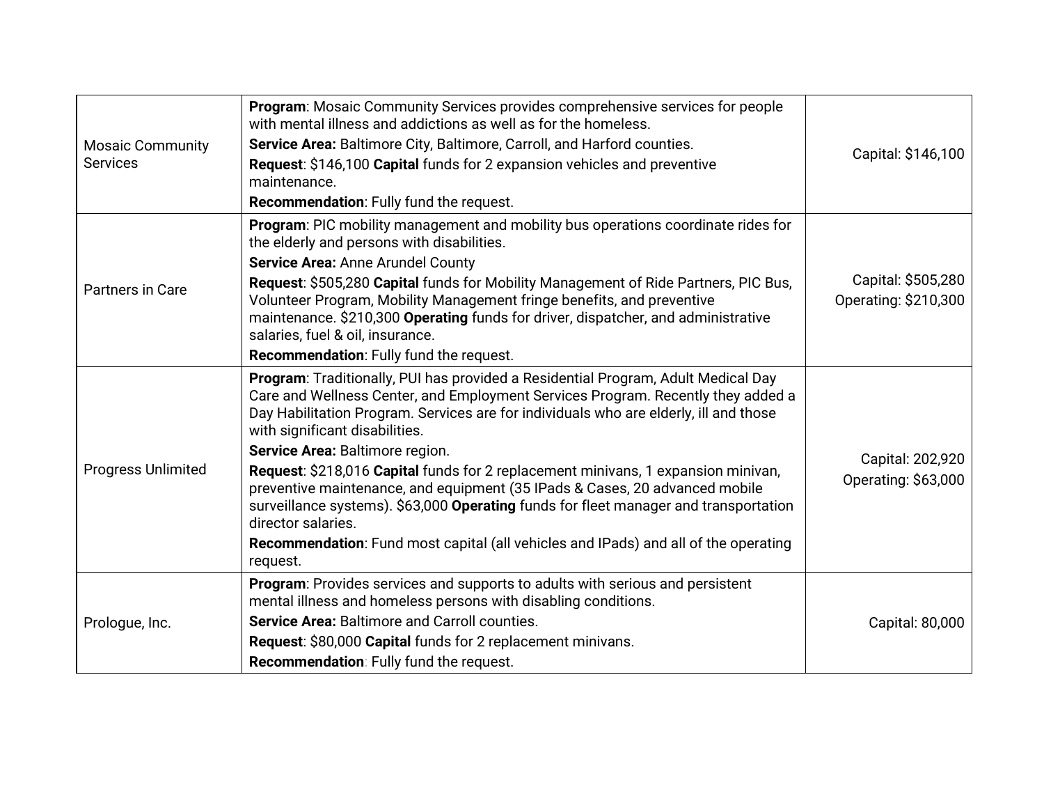| | | |
|---|---|---|
| Mosaic Community Services | **Program**: Mosaic Community Services provides comprehensive services for people with mental illness and addictions as well as for the homeless.<br>**Service Area:** Baltimore City, Baltimore, Carroll, and Harford counties.<br>**Request**: $146,100 **Capital** funds for 2 expansion vehicles and preventive maintenance.<br>**Recommendation**: Fully fund the request. | Capital: $146,100 |
| Partners in Care | **Program**: PIC mobility management and mobility bus operations coordinate rides for the elderly and persons with disabilities.<br>**Service Area:** Anne Arundel County<br>**Request**: $505,280 **Capital** funds for Mobility Management of Ride Partners, PIC Bus, Volunteer Program, Mobility Management fringe benefits, and preventive maintenance. $210,300 **Operating** funds for driver, dispatcher, and administrative salaries, fuel & oil, insurance.<br>**Recommendation**: Fully fund the request. | Capital: $505,280<br>Operating: $210,300 |
| Progress Unlimited | **Program**: Traditionally, PUI has provided a Residential Program, Adult Medical Day Care and Wellness Center, and Employment Services Program. Recently they added a Day Habilitation Program. Services are for individuals who are elderly, ill and those with significant disabilities.<br>**Service Area:** Baltimore region.<br>**Request**: $218,016 **Capital** funds for 2 replacement minivans, 1 expansion minivan, preventive maintenance, and equipment (35 IPads & Cases, 20 advanced mobile surveillance systems). $63,000 **Operating** funds for fleet manager and transportation director salaries.<br>**Recommendation**: Fund most capital (all vehicles and IPads) and all of the operating request. | Capital: 202,920<br>Operating: $63,000 |
| Prologue, Inc. | **Program**: Provides services and supports to adults with serious and persistent mental illness and homeless persons with disabling conditions.<br>**Service Area:** Baltimore and Carroll counties.<br>**Request**: $80,000 **Capital** funds for 2 replacement minivans.<br>**Recommendation**: Fully fund the request. | Capital: 80,000 |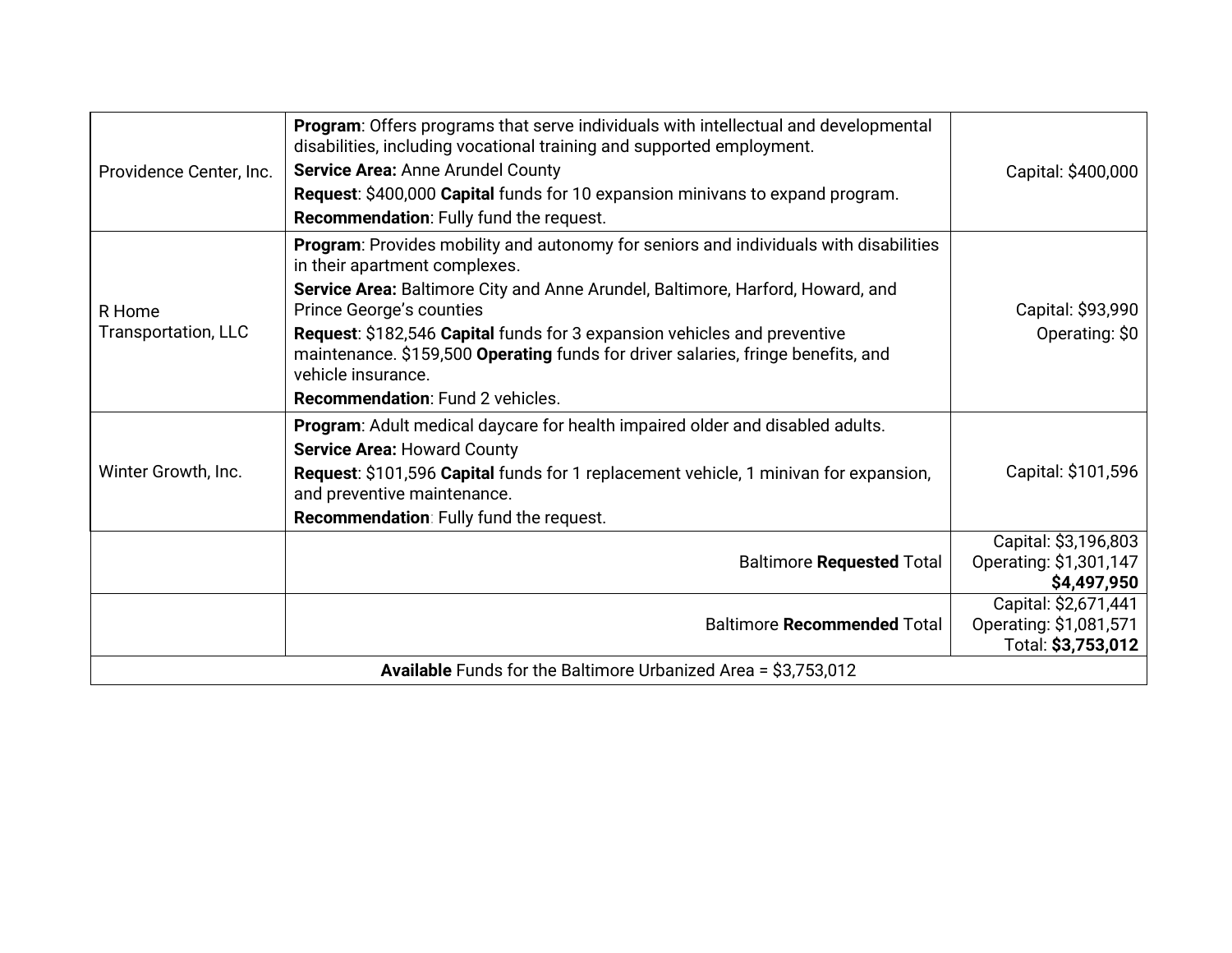| | | |
|---|---|---|
| Providence Center, Inc. | **Program**: Offers programs that serve individuals with intellectual and developmental disabilities, including vocational training and supported employment.<br>**Service Area:** Anne Arundel County<br>**Request**: $400,000 **Capital** funds for 10 expansion minivans to expand program.<br>**Recommendation**: Fully fund the request. | Capital: $400,000 |
| R Home Transportation, LLC | **Program**: Provides mobility and autonomy for seniors and individuals with disabilities in their apartment complexes.<br>**Service Area:** Baltimore City and Anne Arundel, Baltimore, Harford, Howard, and Prince George's counties<br>**Request**: $182,546 **Capital** funds for 3 expansion vehicles and preventive maintenance. $159,500 **Operating** funds for driver salaries, fringe benefits, and vehicle insurance.<br>**Recommendation**: Fund 2 vehicles. | Capital: $93,990<br>Operating: $0 |
| Winter Growth, Inc. | **Program**: Adult medical daycare for health impaired older and disabled adults.<br>**Service Area:** Howard County<br>**Request**: $101,596 **Capital** funds for 1 replacement vehicle, 1 minivan for expansion, and preventive maintenance.<br>**Recommendation**: Fully fund the request. | Capital: $101,596 |
| | Baltimore **Requested** Total | Capital: $3,196,803<br>Operating: $1,301,147<br>**$4,497,950** |
| | Baltimore **Recommended** Total | Capital: $2,671,441<br>Operating: $1,081,571<br>Total: **$3,753,012** |
| **Available** Funds for the Baltimore Urbanized Area = $3,753,012 | | |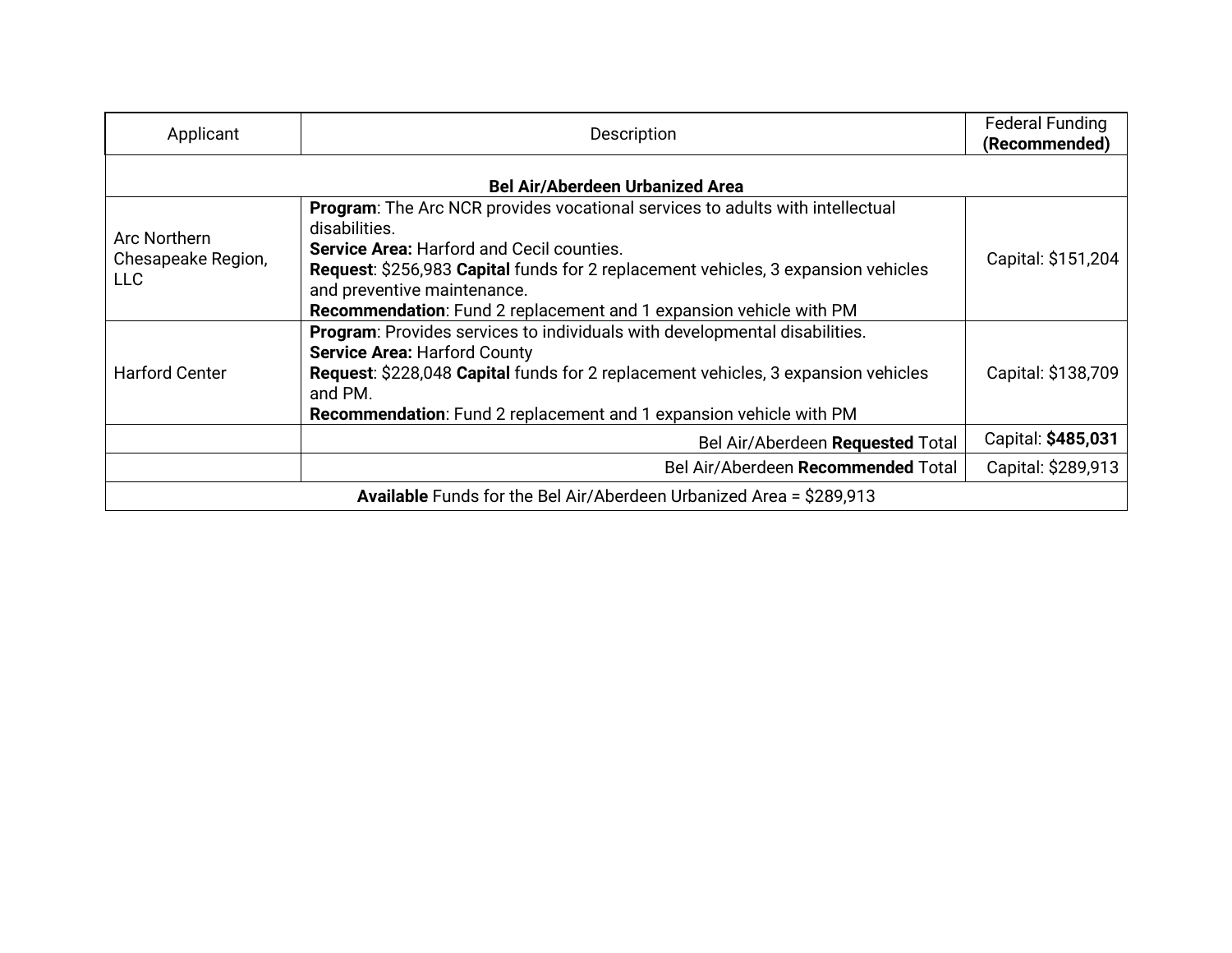| Applicant | Description | Federal Funding **(Recommended)** |
| --- | --- | --- |
| **Bel Air/Aberdeen Urbanized Area** | | |
| Arc Northern Chesapeake Region, LLC | **Program**: The Arc NCR provides vocational services to adults with intellectual disabilities.<br>**Service Area:** Harford and Cecil counties.<br>**Request**: $256,983 **Capital** funds for 2 replacement vehicles, 3 expansion vehicles and preventive maintenance.<br>**Recommendation**: Fund 2 replacement and 1 expansion vehicle with PM | Capital: $151,204 |
| Harford Center | **Program**: Provides services to individuals with developmental disabilities.<br>**Service Area:** Harford County<br>**Request**: $228,048 **Capital** funds for 2 replacement vehicles, 3 expansion vehicles and PM.<br>**Recommendation**: Fund 2 replacement and 1 expansion vehicle with PM | Capital: $138,709 |
| | Bel Air/Aberdeen **Requested** Total | Capital: **$485,031** |
| | Bel Air/Aberdeen **Recommended** Total | Capital: $289,913 |
| **Available** Funds for the Bel Air/Aberdeen Urbanized Area = $289,913 | | |